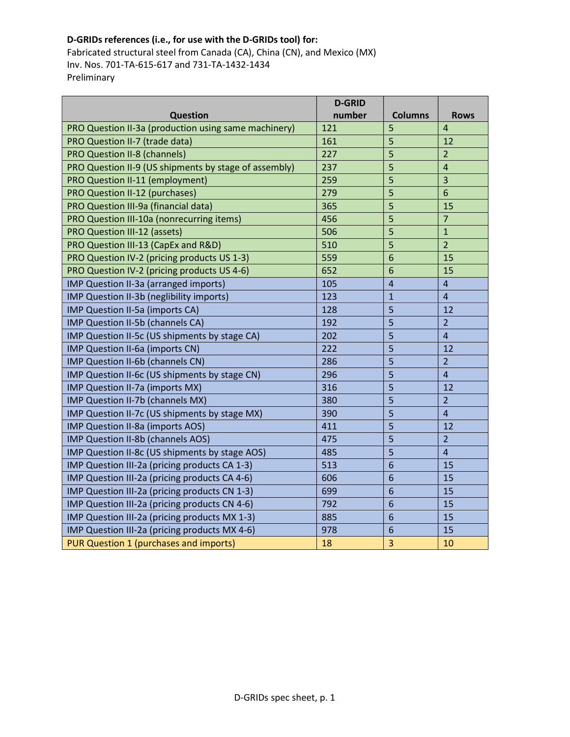**D-GRIDs references (i.e., for use with the D-GRIDs tool) for:**

Fabricated structural steel from Canada (CA), China (CN), and Mexico (MX)
Inv. Nos. 701-TA-615-617 and 731-TA-1432-1434
Preliminary

| Question | D-GRID number | Columns | Rows |
|---|---|---|---|
| PRO Question II-3a (production using same machinery) | 121 | 5 | 4 |
| PRO Question II-7 (trade data) | 161 | 5 | 12 |
| PRO Question II-8 (channels) | 227 | 5 | 2 |
| PRO Question II-9 (US shipments by stage of assembly) | 237 | 5 | 4 |
| PRO Question II-11 (employment) | 259 | 5 | 3 |
| PRO Question II-12 (purchases) | 279 | 5 | 6 |
| PRO Question III-9a (financial data) | 365 | 5 | 15 |
| PRO Question III-10a (nonrecurring items) | 456 | 5 | 7 |
| PRO Question III-12 (assets) | 506 | 5 | 1 |
| PRO Question III-13 (CapEx and R&D) | 510 | 5 | 2 |
| PRO Question IV-2 (pricing products US 1-3) | 559 | 6 | 15 |
| PRO Question IV-2 (pricing products US 4-6) | 652 | 6 | 15 |
| IMP Question II-3a (arranged imports) | 105 | 4 | 4 |
| IMP Question II-3b (neglibility imports) | 123 | 1 | 4 |
| IMP Question II-5a (imports CA) | 128 | 5 | 12 |
| IMP Question II-5b (channels CA) | 192 | 5 | 2 |
| IMP Question II-5c (US shipments by stage CA) | 202 | 5 | 4 |
| IMP Question II-6a (imports CN) | 222 | 5 | 12 |
| IMP Question II-6b (channels CN) | 286 | 5 | 2 |
| IMP Question II-6c (US shipments by stage CN) | 296 | 5 | 4 |
| IMP Question II-7a (imports MX) | 316 | 5 | 12 |
| IMP Question II-7b (channels MX) | 380 | 5 | 2 |
| IMP Question II-7c (US shipments by stage MX) | 390 | 5 | 4 |
| IMP Question II-8a (imports AOS) | 411 | 5 | 12 |
| IMP Question II-8b (channels AOS) | 475 | 5 | 2 |
| IMP Question II-8c (US shipments by stage AOS) | 485 | 5 | 4 |
| IMP Question III-2a (pricing products CA 1-3) | 513 | 6 | 15 |
| IMP Question III-2a (pricing products CA 4-6) | 606 | 6 | 15 |
| IMP Question III-2a (pricing products CN 1-3) | 699 | 6 | 15 |
| IMP Question III-2a (pricing products CN 4-6) | 792 | 6 | 15 |
| IMP Question III-2a (pricing products MX 1-3) | 885 | 6 | 15 |
| IMP Question III-2a (pricing products MX 4-6) | 978 | 6 | 15 |
| PUR Question 1 (purchases and imports) | 18 | 3 | 10 |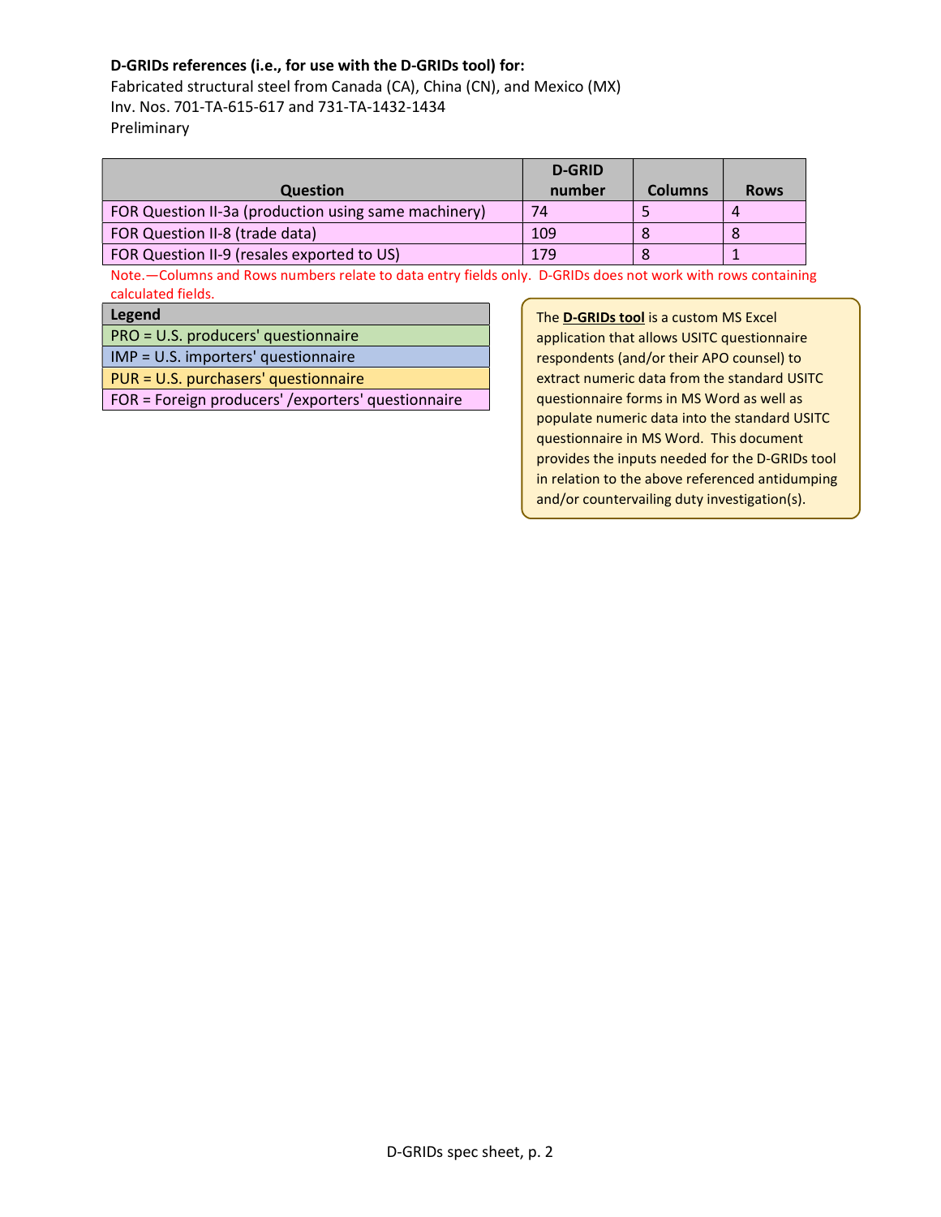**D-GRIDs references (i.e., for use with the D-GRIDs tool) for:**

Fabricated structural steel from Canada (CA), China (CN), and Mexico (MX)
Inv. Nos. 701-TA-615-617 and 731-TA-1432-1434
Preliminary

| Question | D-GRID number | Columns | Rows |
|---|---|---|---|
| FOR Question II-3a (production using same machinery) | 74 | 5 | 4 |
| FOR Question II-8 (trade data) | 109 | 8 | 8 |
| FOR Question II-9 (resales exported to US) | 179 | 8 | 1 |

Note.—Columns and Rows numbers relate to data entry fields only. D-GRIDs does not work with rows containing calculated fields.

| Legend |
|---|
| PRO = U.S. producers' questionnaire |
| IMP = U.S. importers' questionnaire |
| PUR = U.S. purchasers' questionnaire |
| FOR = Foreign producers' /exporters' questionnaire |

The **D-GRIDs tool** is a custom MS Excel application that allows USITC questionnaire respondents (and/or their APO counsel) to extract numeric data from the standard USITC questionnaire forms in MS Word as well as populate numeric data into the standard USITC questionnaire in MS Word. This document provides the inputs needed for the D-GRIDs tool in relation to the above referenced antidumping and/or countervailing duty investigation(s).